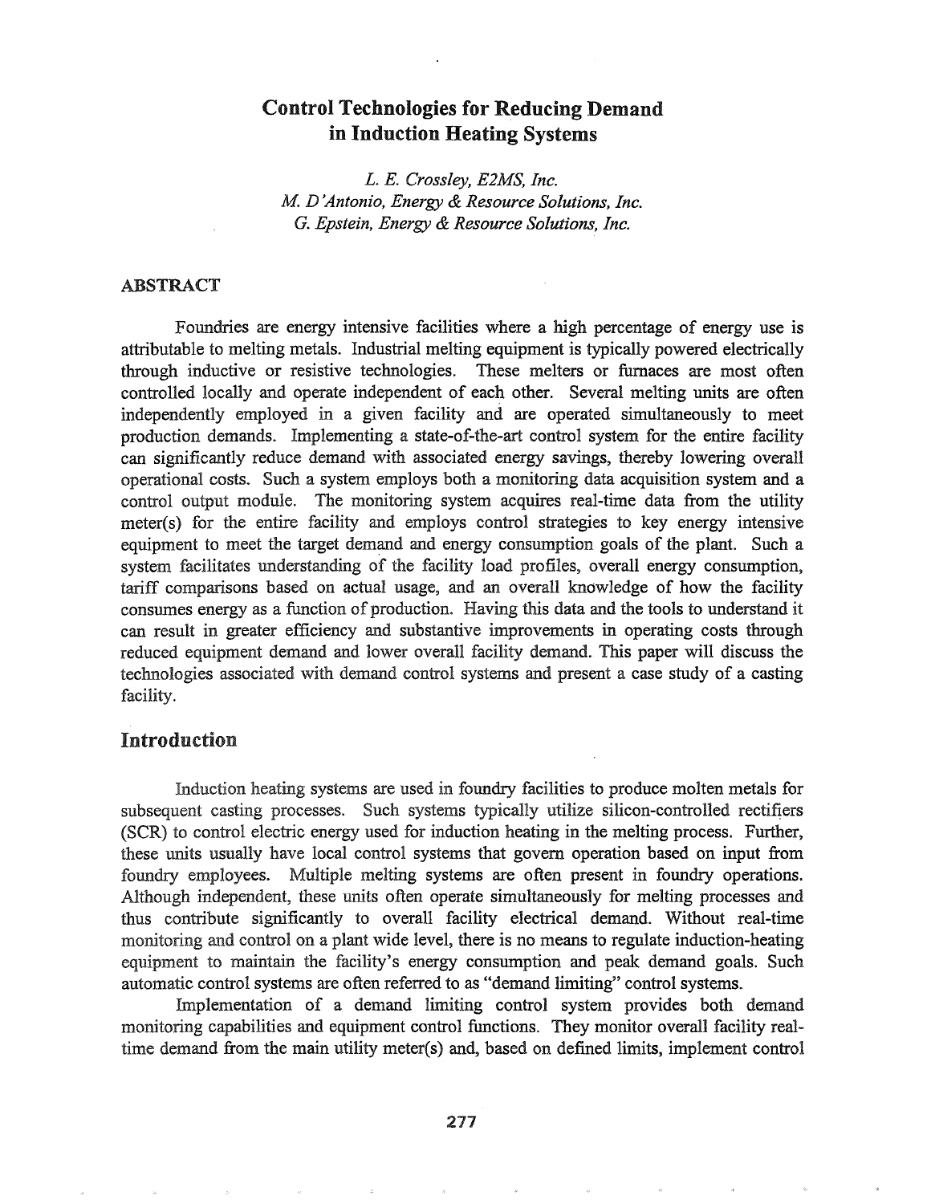# Control Technologies for Reducing Demand in Induction Heating Systems

*L. E. Crossley, E2MS, Inc.*
*M. D'Antonio, Energy & Resource Solutions, Inc.*
*G. Epstein, Energy & Resource Solutions, Inc.*

## ABSTRACT

Foundries are energy intensive facilities where a high percentage of energy use is attributable to melting metals. Industrial melting equipment is typically powered electrically through inductive or resistive technologies. These melters or furnaces are most often controlled locally and operate independent of each other. Several melting units are often independently employed in a given facility and are operated simultaneously to meet production demands. Implementing a state-of-the-art control system for the entire facility can significantly reduce demand with associated energy savings, thereby lowering overall operational costs. Such a system employs both a monitoring data acquisition system and a control output module. The monitoring system acquires real-time data from the utility meter(s) for the entire facility and employs control strategies to key energy intensive equipment to meet the target demand and energy consumption goals of the plant. Such a system facilitates understanding of the facility load profiles, overall energy consumption, tariff comparisons based on actual usage, and an overall knowledge of how the facility consumes energy as a function of production. Having this data and the tools to understand it can result in greater efficiency and substantive improvements in operating costs through reduced equipment demand and lower overall facility demand. This paper will discuss the technologies associated with demand control systems and present a case study of a casting facility.

## Introduction

Induction heating systems are used in foundry facilities to produce molten metals for subsequent casting processes. Such systems typically utilize silicon-controlled rectifiers (SCR) to control electric energy used for induction heating in the melting process. Further, these units usually have local control systems that govern operation based on input from foundry employees. Multiple melting systems are often present in foundry operations. Although independent, these units often operate simultaneously for melting processes and thus contribute significantly to overall facility electrical demand. Without real-time monitoring and control on a plant wide level, there is no means to regulate induction-heating equipment to maintain the facility's energy consumption and peak demand goals. Such automatic control systems are often referred to as "demand limiting" control systems.

Implementation of a demand limiting control system provides both demand monitoring capabilities and equipment control functions. They monitor overall facility real-time demand from the main utility meter(s) and, based on defined limits, implement control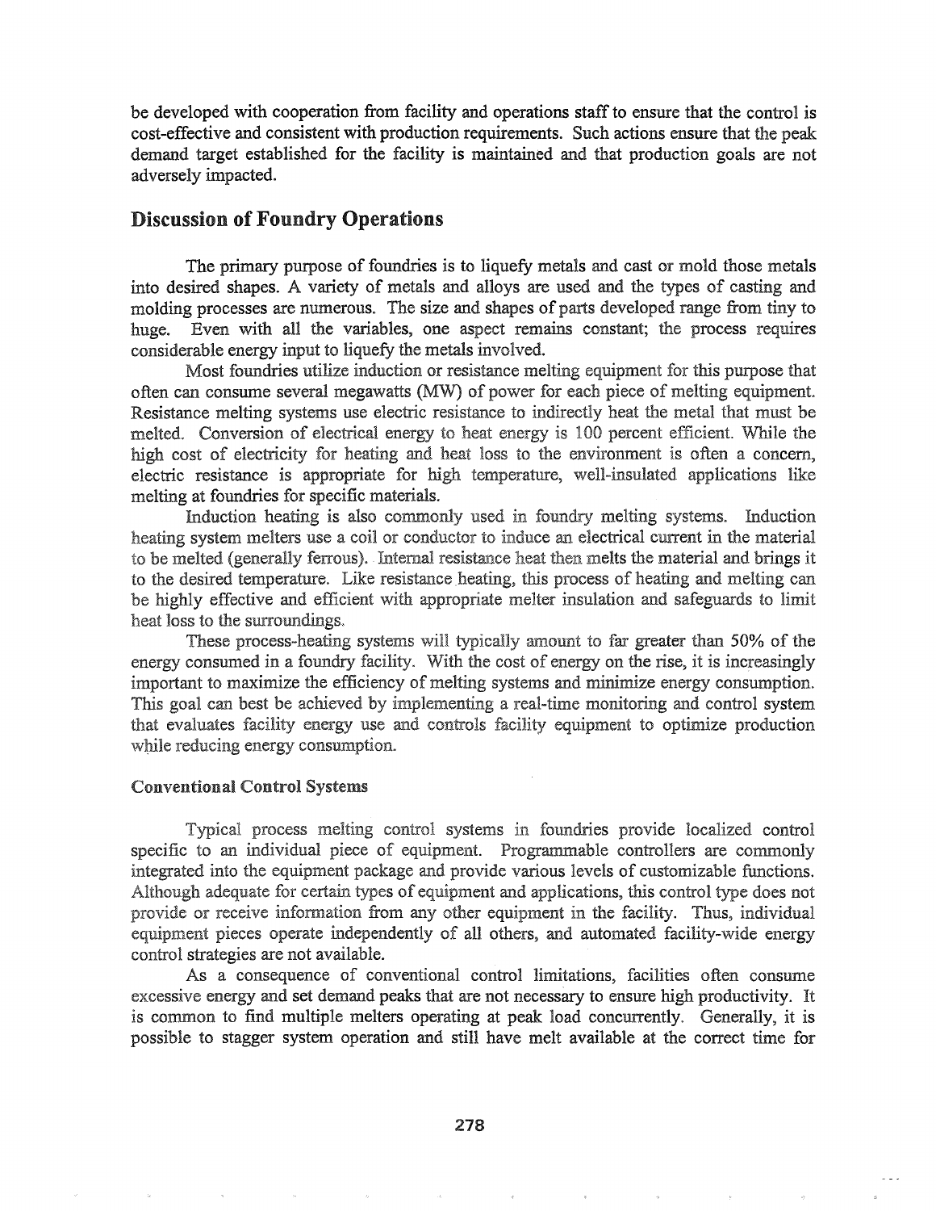be developed with cooperation from facility and operations staff to ensure that the control is cost-effective and consistent with production requirements. Such actions ensure that the peak demand target established for the facility is maintained and that production goals are not adversely impacted.

## Discussion of Foundry Operations

The primary purpose of foundries is to liquefy metals and cast or mold those metals into desired shapes. A variety of metals and alloys are used and the types of casting and molding processes are numerous. The size and shapes of parts developed range from tiny to huge. Even with all the variables, one aspect remains constant; the process requires considerable energy input to liquefy the metals involved.

Most foundries utilize induction or resistance melting equipment for this purpose that often can consume several megawatts (MW) of power for each piece of melting equipment. Resistance melting systems use electric resistance to indirectly heat the metal that must be melted. Conversion of electrical energy to heat energy is 100 percent efficient. While the high cost of electricity for heating and heat loss to the environment is often a concern, electric resistance is appropriate for high temperature, well-insulated applications like melting at foundries for specific materials.

Induction heating is also commonly used in foundry melting systems. Induction heating system melters use a coil or conductor to induce an electrical current in the material to be melted (generally ferrous). Internal resistance heat then melts the material and brings it to the desired temperature. Like resistance heating, this process of heating and melting can be highly effective and efficient with appropriate melter insulation and safeguards to limit heat loss to the surroundings.

These process-heating systems will typically amount to far greater than 50% of the energy consumed in a foundry facility. With the cost of energy on the rise, it is increasingly important to maximize the efficiency of melting systems and minimize energy consumption. This goal can best be achieved by implementing a real-time monitoring and control system that evaluates facility energy use and controls facility equipment to optimize production while reducing energy consumption.

### Conventional Control Systems

Typical process melting control systems in foundries provide localized control specific to an individual piece of equipment. Programmable controllers are commonly integrated into the equipment package and provide various levels of customizable functions. Although adequate for certain types of equipment and applications, this control type does not provide or receive information from any other equipment in the facility. Thus, individual equipment pieces operate independently of all others, and automated facility-wide energy control strategies are not available.

As a consequence of conventional control limitations, facilities often consume excessive energy and set demand peaks that are not necessary to ensure high productivity. It is common to find multiple melters operating at peak load concurrently. Generally, it is possible to stagger system operation and still have melt available at the correct time for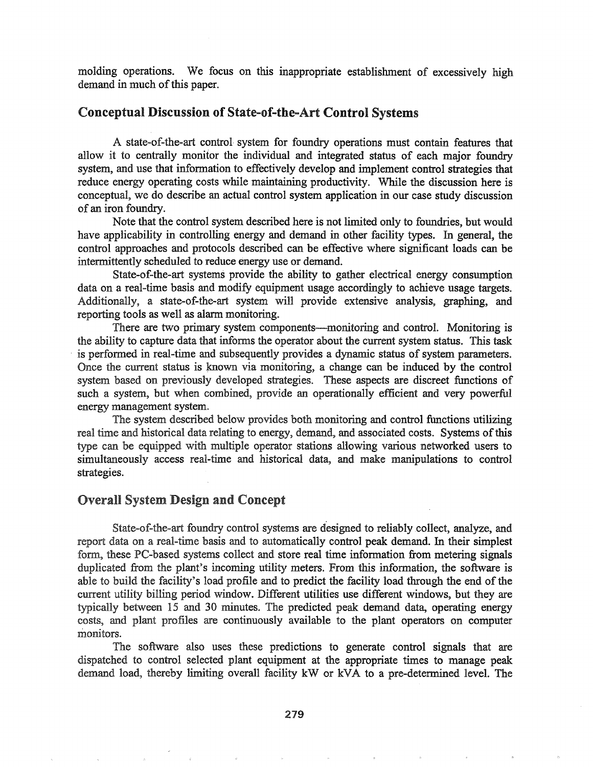molding operations. We focus on this inappropriate establishment of excessively high demand in much of this paper.

## Conceptual Discussion of State-of-the-Art Control Systems

A state-of-the-art control system for foundry operations must contain features that allow it to centrally monitor the individual and integrated status of each major foundry system, and use that information to effectively develop and implement control strategies that reduce energy operating costs while maintaining productivity. While the discussion here is conceptual, we do describe an actual control system application in our case study discussion of an iron foundry.

Note that the control system described here is not limited only to foundries, but would have applicability in controlling energy and demand in other facility types. In general, the control approaches and protocols described can be effective where significant loads can be intermittently scheduled to reduce energy use or demand.

State-of-the-art systems provide the ability to gather electrical energy consumption data on a real-time basis and modify equipment usage accordingly to achieve usage targets. Additionally, a state-of-the-art system will provide extensive analysis, graphing, and reporting tools as well as alarm monitoring.

There are two primary system components—monitoring and control. Monitoring is the ability to capture data that informs the operator about the current system status. This task is performed in real-time and subsequently provides a dynamic status of system parameters. Once the current status is known via monitoring, a change can be induced by the control system based on previously developed strategies. These aspects are discreet functions of such a system, but when combined, provide an operationally efficient and very powerful energy management system.

The system described below provides both monitoring and control functions utilizing real time and historical data relating to energy, demand, and associated costs. Systems of this type can be equipped with multiple operator stations allowing various networked users to simultaneously access real-time and historical data, and make manipulations to control strategies.

## Overall System Design and Concept

State-of-the-art foundry control systems are designed to reliably collect, analyze, and report data on a real-time basis and to automatically control peak demand. In their simplest form, these PC-based systems collect and store real time information from metering signals duplicated from the plant's incoming utility meters. From this information, the software is able to build the facility's load profile and to predict the facility load through the end of the current utility billing period window. Different utilities use different windows, but they are typically between 15 and 30 minutes. The predicted peak demand data, operating energy costs, and plant profiles are continuously available to the plant operators on computer monitors.

The software also uses these predictions to generate control signals that are dispatched to control selected plant equipment at the appropriate times to manage peak demand load, thereby limiting overall facility kW or kVA to a pre-determined level. The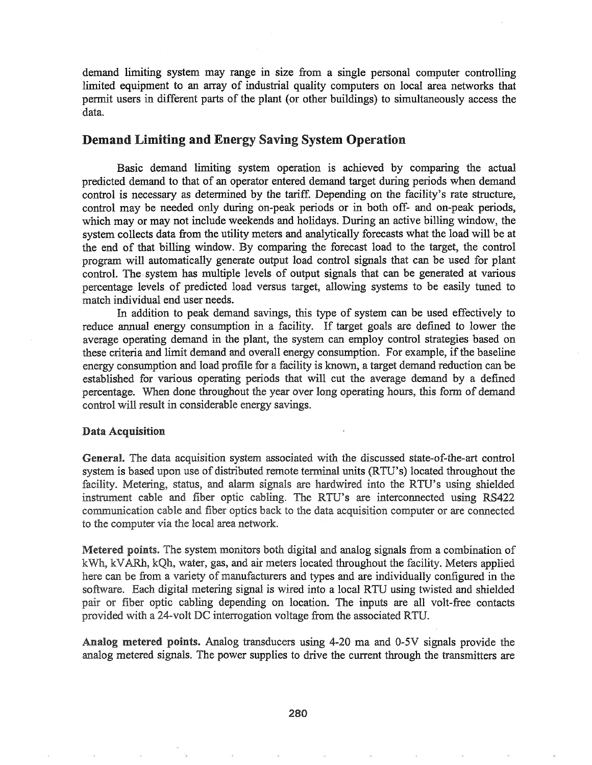demand limiting system may range in size from a single personal computer controlling limited equipment to an array of industrial quality computers on local area networks that permit users in different parts of the plant (or other buildings) to simultaneously access the data.

## Demand Limiting and Energy Saving System Operation

Basic demand limiting system operation is achieved by comparing the actual predicted demand to that of an operator entered demand target during periods when demand control is necessary as determined by the tariff. Depending on the facility's rate structure, control may be needed only during on-peak periods or in both off- and on-peak periods, which may or may not include weekends and holidays. During an active billing window, the system collects data from the utility meters and analytically forecasts what the load will be at the end of that billing window. By comparing the forecast load to the target, the control program will automatically generate output load control signals that can be used for plant control. The system has multiple levels of output signals that can be generated at various percentage levels of predicted load versus target, allowing systems to be easily tuned to match individual end user needs.

In addition to peak demand savings, this type of system can be used effectively to reduce annual energy consumption in a facility. If target goals are defined to lower the average operating demand in the plant, the system can employ control strategies based on these criteria and limit demand and overall energy consumption. For example, if the baseline energy consumption and load profile for a facility is known, a target demand reduction can be established for various operating periods that will cut the average demand by a defined percentage. When done throughout the year over long operating hours, this form of demand control will result in considerable energy savings.

### Data Acquisition

**General.** The data acquisition system associated with the discussed state-of-the-art control system is based upon use of distributed remote terminal units (RTU's) located throughout the facility. Metering, status, and alarm signals are hardwired into the RTU's using shielded instrument cable and fiber optic cabling. The RTU's are interconnected using RS422 communication cable and fiber optics back to the data acquisition computer or are connected to the computer via the local area network.

**Metered points.** The system monitors both digital and analog signals from a combination of kWh, kVARh, kQh, water, gas, and air meters located throughout the facility. Meters applied here can be from a variety of manufacturers and types and are individually configured in the software. Each digital metering signal is wired into a local RTU using twisted and shielded pair or fiber optic cabling depending on location. The inputs are all volt-free contacts provided with a 24-volt DC interrogation voltage from the associated RTU.

**Analog metered points.** Analog transducers using 4-20 ma and 0-5V signals provide the analog metered signals. The power supplies to drive the current through the transmitters are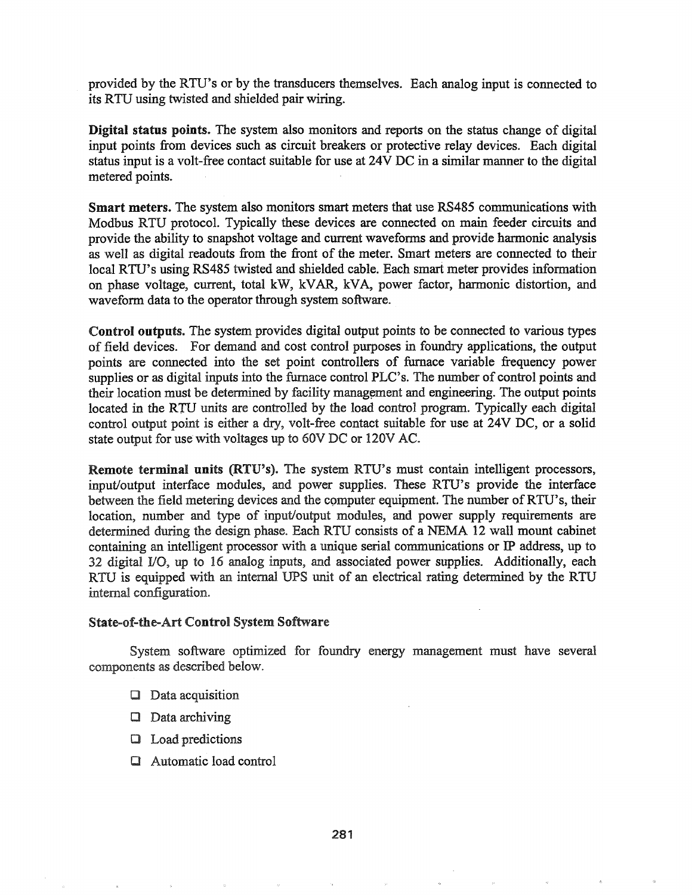provided by the RTU's or by the transducers themselves. Each analog input is connected to its RTU using twisted and shielded pair wiring.

**Digital status points.** The system also monitors and reports on the status change of digital input points from devices such as circuit breakers or protective relay devices. Each digital status input is a volt-free contact suitable for use at 24V DC in a similar manner to the digital metered points.

**Smart meters.** The system also monitors smart meters that use RS485 communications with Modbus RTU protocol. Typically these devices are connected on main feeder circuits and provide the ability to snapshot voltage and current waveforms and provide harmonic analysis as well as digital readouts from the front of the meter. Smart meters are connected to their local RTU's using RS485 twisted and shielded cable. Each smart meter provides information on phase voltage, current, total kW, kVAR, kVA, power factor, harmonic distortion, and waveform data to the operator through system software.

**Control outputs.** The system provides digital output points to be connected to various types of field devices. For demand and cost control purposes in foundry applications, the output points are connected into the set point controllers of furnace variable frequency power supplies or as digital inputs into the furnace control PLC's. The number of control points and their location must be determined by facility management and engineering. The output points located in the RTU units are controlled by the load control program. Typically each digital control output point is either a dry, volt-free contact suitable for use at 24V DC, or a solid state output for use with voltages up to 60V DC or 120V AC.

**Remote terminal units (RTU's).** The system RTU's must contain intelligent processors, input/output interface modules, and power supplies. These RTU's provide the interface between the field metering devices and the computer equipment. The number of RTU's, their location, number and type of input/output modules, and power supply requirements are determined during the design phase. Each RTU consists of a NEMA 12 wall mount cabinet containing an intelligent processor with a unique serial communications or IP address, up to 32 digital I/O, up to 16 analog inputs, and associated power supplies. Additionally, each RTU is equipped with an internal UPS unit of an electrical rating determined by the RTU internal configuration.

### State-of-the-Art Control System Software

System software optimized for foundry energy management must have several components as described below.

- Data acquisition
- Data archiving
- Load predictions
- Automatic load control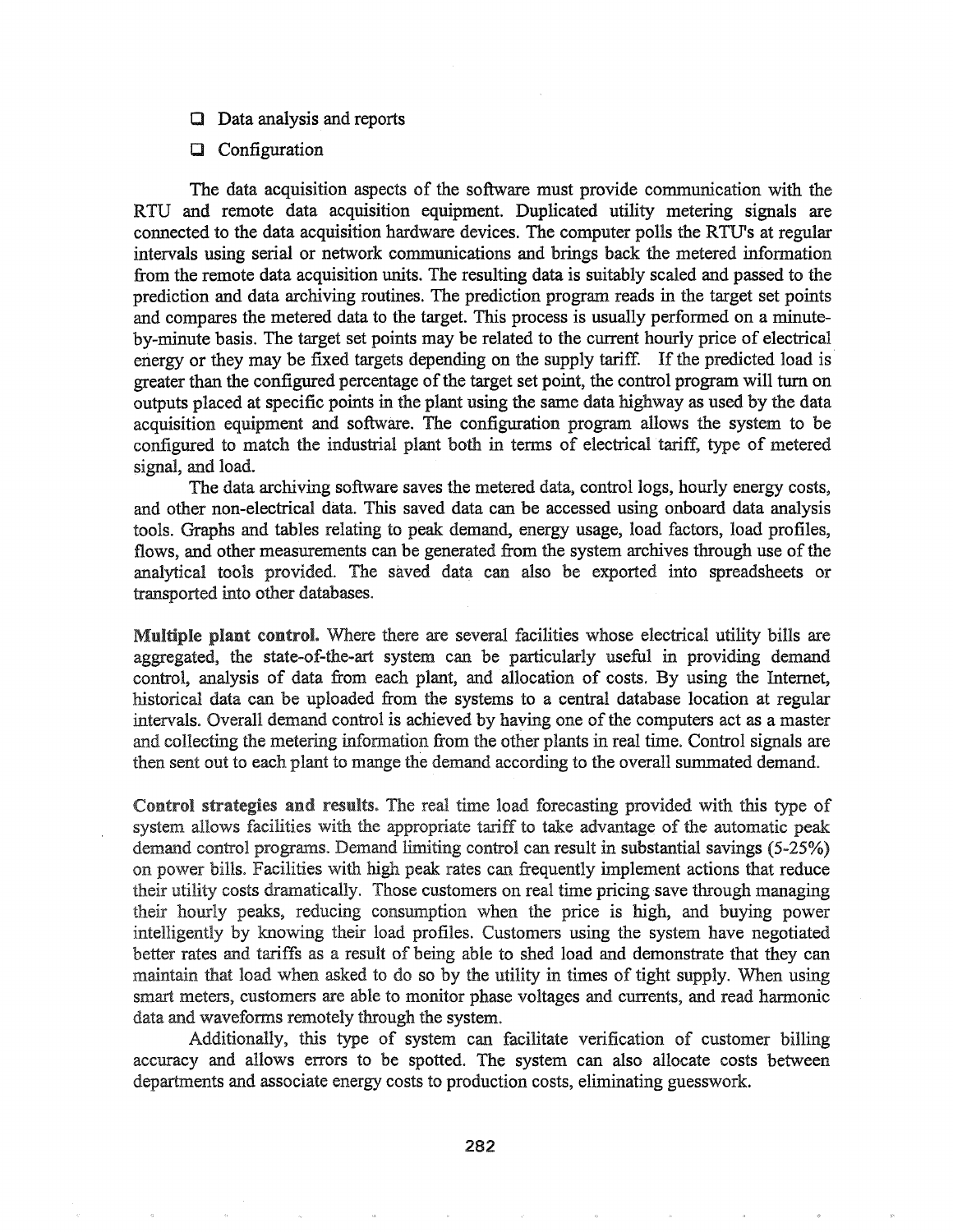- ❑ Data analysis and reports
- ❑ Configuration

The data acquisition aspects of the software must provide communication with the RTU and remote data acquisition equipment. Duplicated utility metering signals are connected to the data acquisition hardware devices. The computer polls the RTU's at regular intervals using serial or network communications and brings back the metered information from the remote data acquisition units. The resulting data is suitably scaled and passed to the prediction and data archiving routines. The prediction program reads in the target set points and compares the metered data to the target. This process is usually performed on a minute-by-minute basis. The target set points may be related to the current hourly price of electrical energy or they may be fixed targets depending on the supply tariff. If the predicted load is greater than the configured percentage of the target set point, the control program will turn on outputs placed at specific points in the plant using the same data highway as used by the data acquisition equipment and software. The configuration program allows the system to be configured to match the industrial plant both in terms of electrical tariff, type of metered signal, and load.

The data archiving software saves the metered data, control logs, hourly energy costs, and other non-electrical data. This saved data can be accessed using onboard data analysis tools. Graphs and tables relating to peak demand, energy usage, load factors, load profiles, flows, and other measurements can be generated from the system archives through use of the analytical tools provided. The saved data can also be exported into spreadsheets or transported into other databases.

**Multiple plant control.** Where there are several facilities whose electrical utility bills are aggregated, the state-of-the-art system can be particularly useful in providing demand control, analysis of data from each plant, and allocation of costs. By using the Internet, historical data can be uploaded from the systems to a central database location at regular intervals. Overall demand control is achieved by having one of the computers act as a master and collecting the metering information from the other plants in real time. Control signals are then sent out to each plant to mange the demand according to the overall summated demand.

**Control strategies and results.** The real time load forecasting provided with this type of system allows facilities with the appropriate tariff to take advantage of the automatic peak demand control programs. Demand limiting control can result in substantial savings (5-25%) on power bills. Facilities with high peak rates can frequently implement actions that reduce their utility costs dramatically. Those customers on real time pricing save through managing their hourly peaks, reducing consumption when the price is high, and buying power intelligently by knowing their load profiles. Customers using the system have negotiated better rates and tariffs as a result of being able to shed load and demonstrate that they can maintain that load when asked to do so by the utility in times of tight supply. When using smart meters, customers are able to monitor phase voltages and currents, and read harmonic data and waveforms remotely through the system.

Additionally, this type of system can facilitate verification of customer billing accuracy and allows errors to be spotted. The system can also allocate costs between departments and associate energy costs to production costs, eliminating guesswork.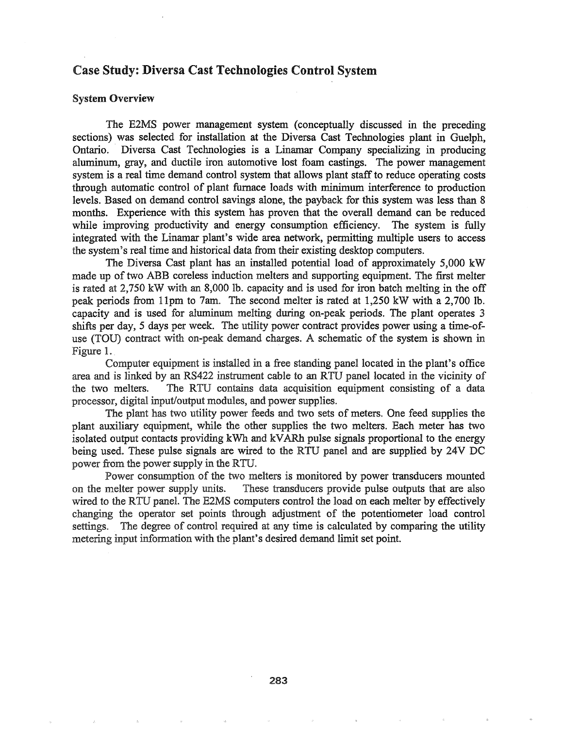## Case Study: Diversa Cast Technologies Control System

### System Overview

The E2MS power management system (conceptually discussed in the preceding sections) was selected for installation at the Diversa Cast Technologies plant in Guelph, Ontario. Diversa Cast Technologies is a Linamar Company specializing in producing aluminum, gray, and ductile iron automotive lost foam castings. The power management system is a real time demand control system that allows plant staff to reduce operating costs through automatic control of plant furnace loads with minimum interference to production levels. Based on demand control savings alone, the payback for this system was less than 8 months. Experience with this system has proven that the overall demand can be reduced while improving productivity and energy consumption efficiency. The system is fully integrated with the Linamar plant's wide area network, permitting multiple users to access the system's real time and historical data from their existing desktop computers.

The Diversa Cast plant has an installed potential load of approximately 5,000 kW made up of two ABB coreless induction melters and supporting equipment. The first melter is rated at 2,750 kW with an 8,000 lb. capacity and is used for iron batch melting in the off peak periods from 11pm to 7am. The second melter is rated at 1,250 kW with a 2,700 lb. capacity and is used for aluminum melting during on-peak periods. The plant operates 3 shifts per day, 5 days per week. The utility power contract provides power using a time-of-use (TOU) contract with on-peak demand charges. A schematic of the system is shown in Figure 1.

Computer equipment is installed in a free standing panel located in the plant's office area and is linked by an RS422 instrument cable to an RTU panel located in the vicinity of the two melters. The RTU contains data acquisition equipment consisting of a data processor, digital input/output modules, and power supplies.

The plant has two utility power feeds and two sets of meters. One feed supplies the plant auxiliary equipment, while the other supplies the two melters. Each meter has two isolated output contacts providing kWh and kVARh pulse signals proportional to the energy being used. These pulse signals are wired to the RTU panel and are supplied by 24V DC power from the power supply in the RTU.

Power consumption of the two melters is monitored by power transducers mounted on the melter power supply units. These transducers provide pulse outputs that are also wired to the RTU panel. The E2MS computers control the load on each melter by effectively changing the operator set points through adjustment of the potentiometer load control settings. The degree of control required at any time is calculated by comparing the utility metering input information with the plant's desired demand limit set point.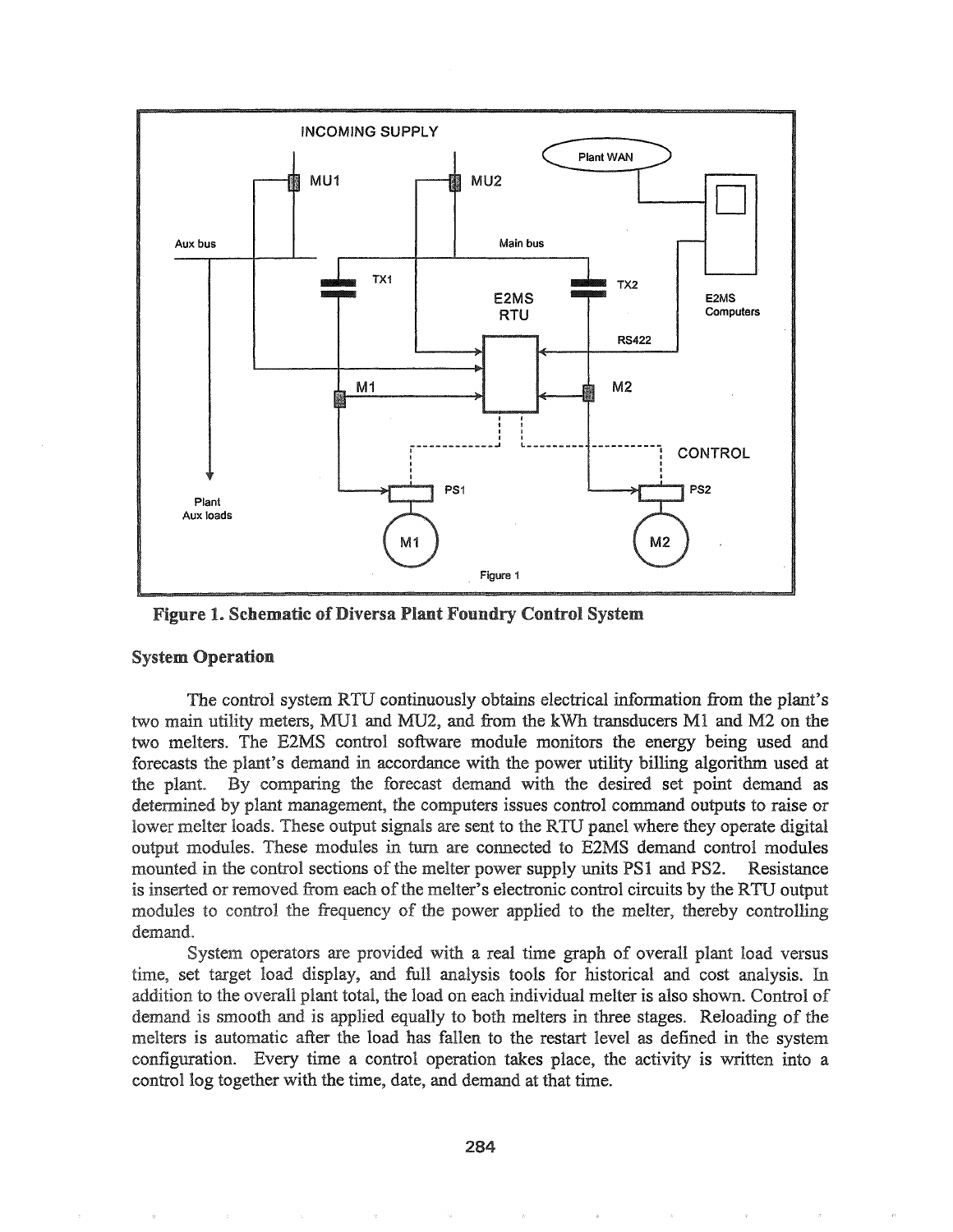**Figure 1. Schematic of Diversa Plant Foundry Control System**

### System Operation

The control system RTU continuously obtains electrical information from the plant's two main utility meters, MU1 and MU2, and from the kWh transducers M1 and M2 on the two melters. The E2MS control software module monitors the energy being used and forecasts the plant's demand in accordance with the power utility billing algorithm used at the plant. By comparing the forecast demand with the desired set point demand as determined by plant management, the computers issues control command outputs to raise or lower melter loads. These output signals are sent to the RTU panel where they operate digital output modules. These modules in turn are connected to E2MS demand control modules mounted in the control sections of the melter power supply units PS1 and PS2. Resistance is inserted or removed from each of the melter's electronic control circuits by the RTU output modules to control the frequency of the power applied to the melter, thereby controlling demand.

System operators are provided with a real time graph of overall plant load versus time, set target load display, and full analysis tools for historical and cost analysis. In addition to the overall plant total, the load on each individual melter is also shown. Control of demand is smooth and is applied equally to both melters in three stages. Reloading of the melters is automatic after the load has fallen to the restart level as defined in the system configuration. Every time a control operation takes place, the activity is written into a control log together with the time, date, and demand at that time.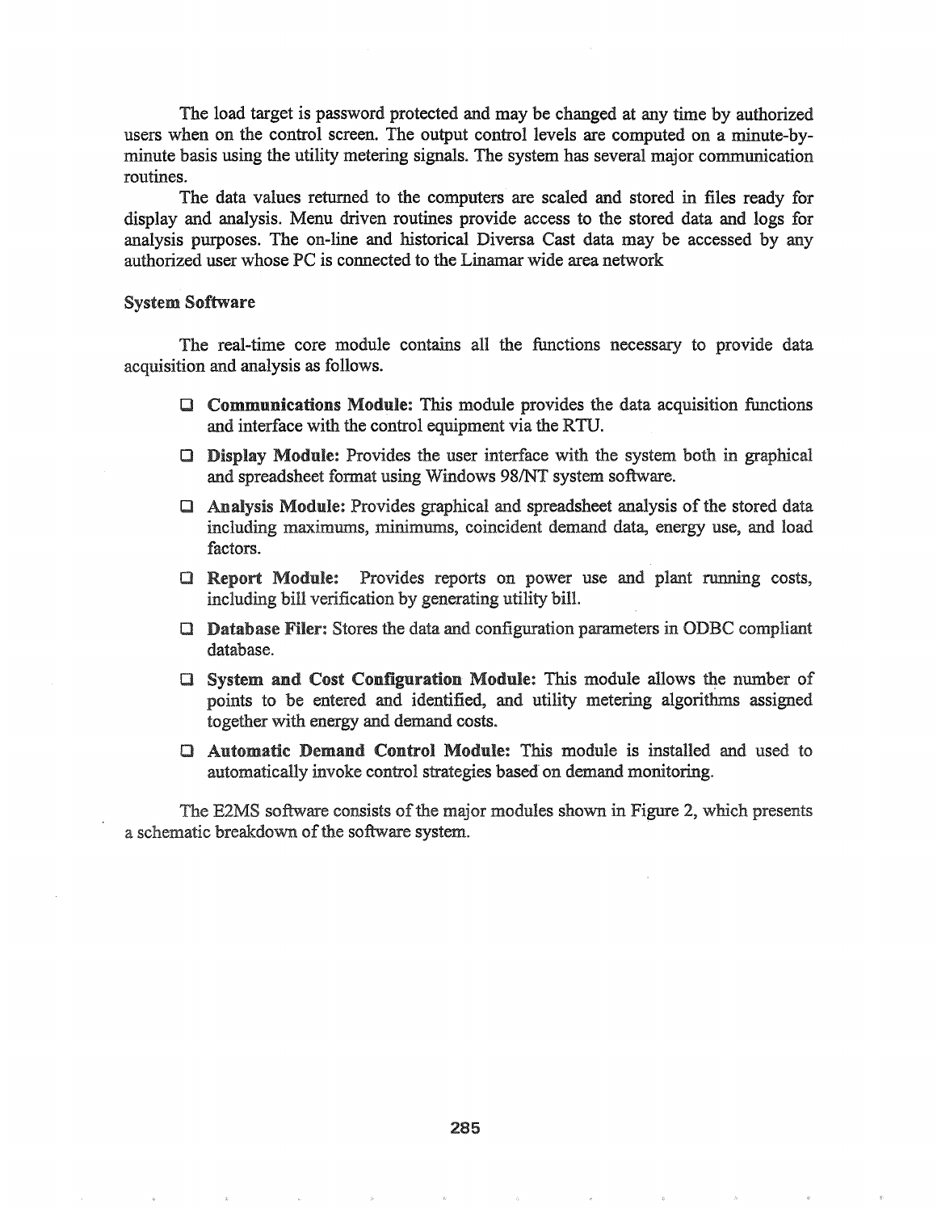The load target is password protected and may be changed at any time by authorized users when on the control screen. The output control levels are computed on a minute-by-minute basis using the utility metering signals. The system has several major communication routines.

The data values returned to the computers are scaled and stored in files ready for display and analysis. Menu driven routines provide access to the stored data and logs for analysis purposes. The on-line and historical Diversa Cast data may be accessed by any authorized user whose PC is connected to the Linamar wide area network

### System Software

The real-time core module contains all the functions necessary to provide data acquisition and analysis as follows.

- **Communications Module:** This module provides the data acquisition functions and interface with the control equipment via the RTU.
- **Display Module:** Provides the user interface with the system both in graphical and spreadsheet format using Windows 98/NT system software.
- **Analysis Module:** Provides graphical and spreadsheet analysis of the stored data including maximums, minimums, coincident demand data, energy use, and load factors.
- **Report Module:** Provides reports on power use and plant running costs, including bill verification by generating utility bill.
- **Database Filer:** Stores the data and configuration parameters in ODBC compliant database.
- **System and Cost Configuration Module:** This module allows the number of points to be entered and identified, and utility metering algorithms assigned together with energy and demand costs.
- **Automatic Demand Control Module:** This module is installed and used to automatically invoke control strategies based on demand monitoring.

The E2MS software consists of the major modules shown in Figure 2, which presents a schematic breakdown of the software system.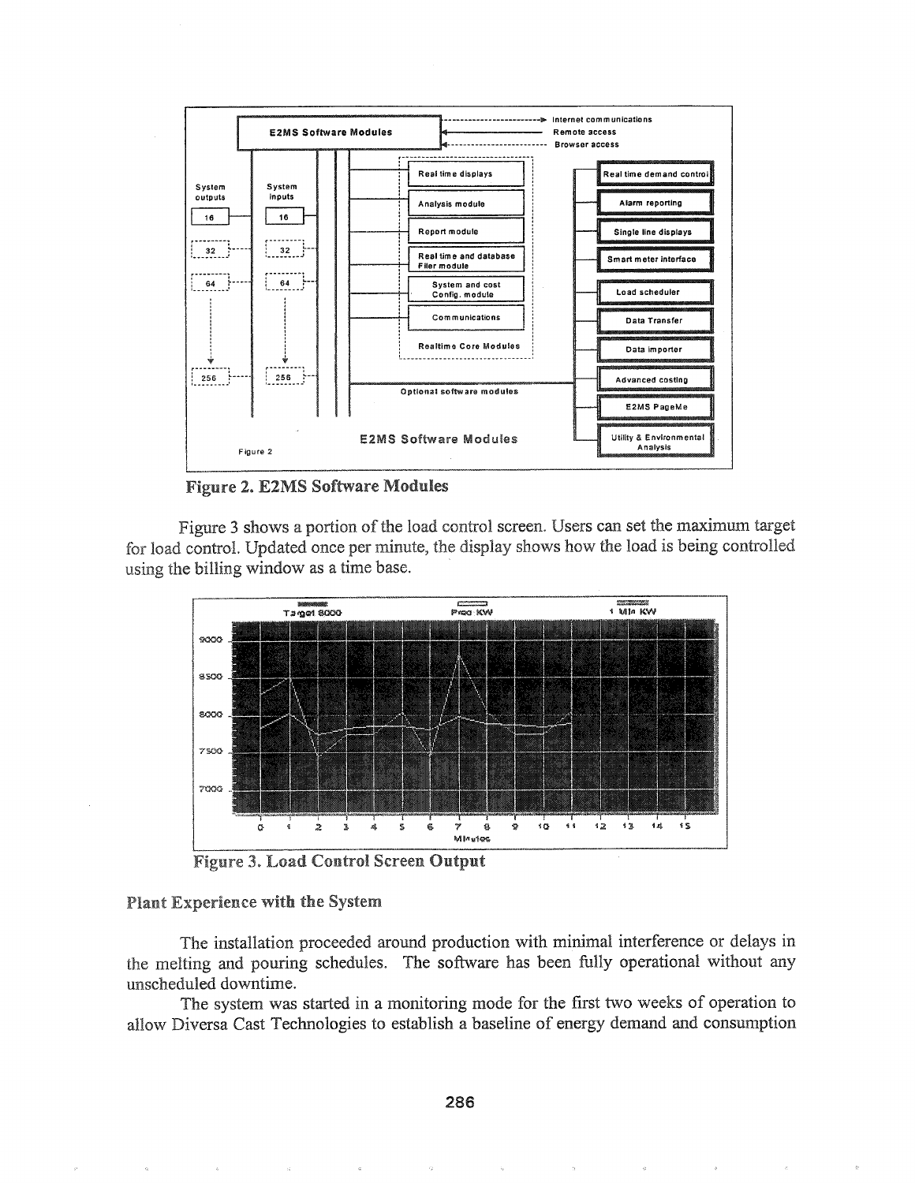Figure 2. E2MS Software Modules

Figure 3 shows a portion of the load control screen. Users can set the maximum target for load control. Updated once per minute, the display shows how the load is being controlled using the billing window as a time base.

Figure 3. Load Control Screen Output

### Plant Experience with the System

The installation proceeded around production with minimal interference or delays in the melting and pouring schedules. The software has been fully operational without any unscheduled downtime.

The system was started in a monitoring mode for the first two weeks of operation to allow Diversa Cast Technologies to establish a baseline of energy demand and consumption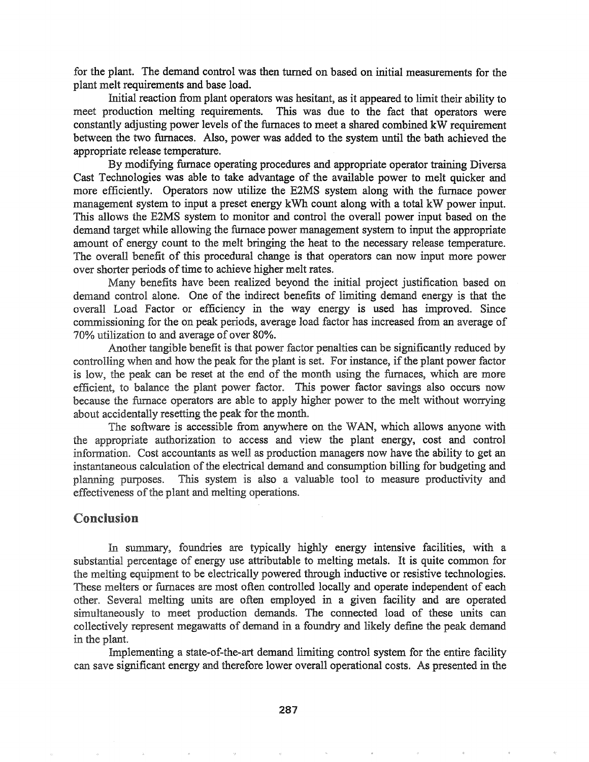for the plant. The demand control was then turned on based on initial measurements for the plant melt requirements and base load.

Initial reaction from plant operators was hesitant, as it appeared to limit their ability to meet production melting requirements. This was due to the fact that operators were constantly adjusting power levels of the furnaces to meet a shared combined kW requirement between the two furnaces. Also, power was added to the system until the bath achieved the appropriate release temperature.

By modifying furnace operating procedures and appropriate operator training Diversa Cast Technologies was able to take advantage of the available power to melt quicker and more efficiently. Operators now utilize the E2MS system along with the furnace power management system to input a preset energy kWh count along with a total kW power input. This allows the E2MS system to monitor and control the overall power input based on the demand target while allowing the furnace power management system to input the appropriate amount of energy count to the melt bringing the heat to the necessary release temperature. The overall benefit of this procedural change is that operators can now input more power over shorter periods of time to achieve higher melt rates.

Many benefits have been realized beyond the initial project justification based on demand control alone. One of the indirect benefits of limiting demand energy is that the overall Load Factor or efficiency in the way energy is used has improved. Since commissioning for the on peak periods, average load factor has increased from an average of 70% utilization to and average of over 80%.

Another tangible benefit is that power factor penalties can be significantly reduced by controlling when and how the peak for the plant is set. For instance, if the plant power factor is low, the peak can be reset at the end of the month using the furnaces, which are more efficient, to balance the plant power factor. This power factor savings also occurs now because the furnace operators are able to apply higher power to the melt without worrying about accidentally resetting the peak for the month.

The software is accessible from anywhere on the WAN, which allows anyone with the appropriate authorization to access and view the plant energy, cost and control information. Cost accountants as well as production managers now have the ability to get an instantaneous calculation of the electrical demand and consumption billing for budgeting and planning purposes. This system is also a valuable tool to measure productivity and effectiveness of the plant and melting operations.

## Conclusion

In summary, foundries are typically highly energy intensive facilities, with a substantial percentage of energy use attributable to melting metals. It is quite common for the melting equipment to be electrically powered through inductive or resistive technologies. These melters or furnaces are most often controlled locally and operate independent of each other. Several melting units are often employed in a given facility and are operated simultaneously to meet production demands. The connected load of these units can collectively represent megawatts of demand in a foundry and likely define the peak demand in the plant.

Implementing a state-of-the-art demand limiting control system for the entire facility can save significant energy and therefore lower overall operational costs. As presented in the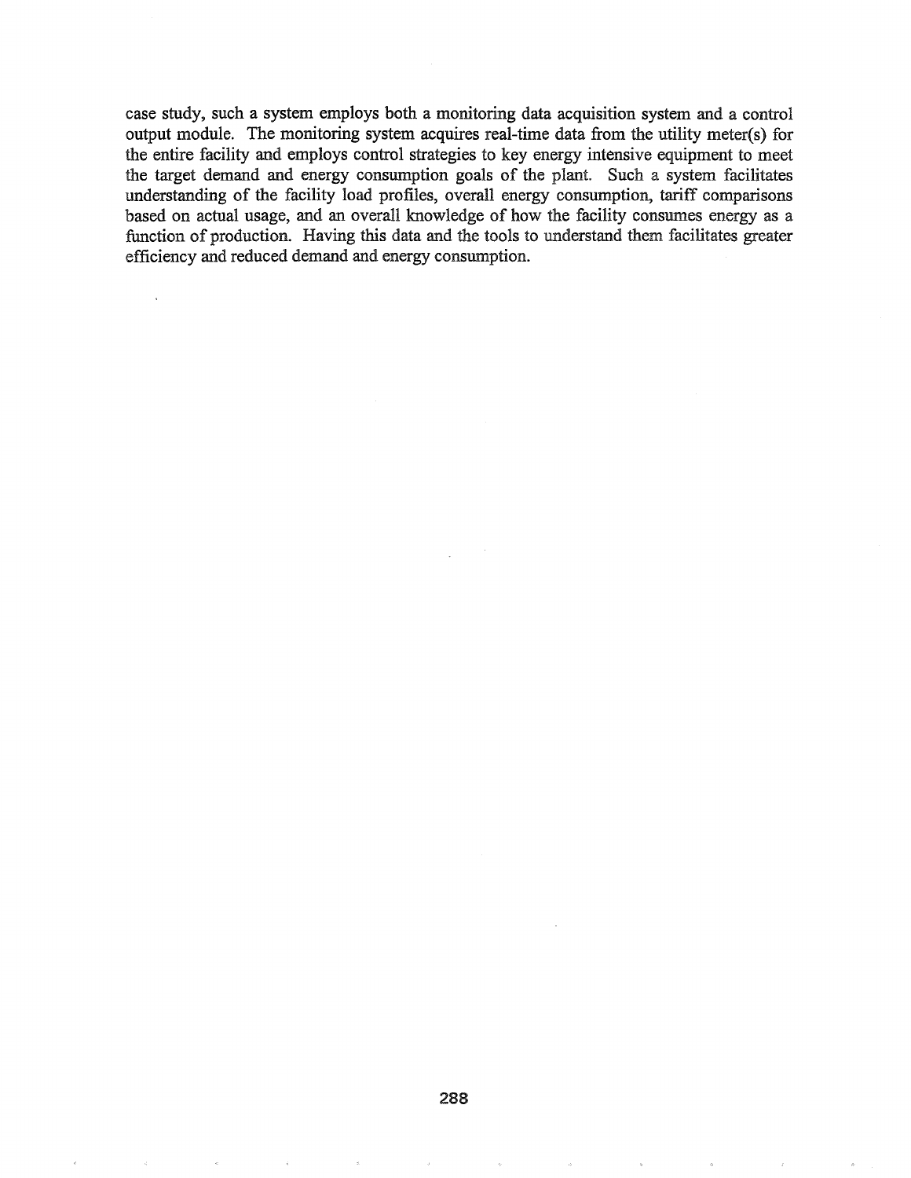case study, such a system employs both a monitoring data acquisition system and a control output module. The monitoring system acquires real-time data from the utility meter(s) for the entire facility and employs control strategies to key energy intensive equipment to meet the target demand and energy consumption goals of the plant. Such a system facilitates understanding of the facility load profiles, overall energy consumption, tariff comparisons based on actual usage, and an overall knowledge of how the facility consumes energy as a function of production. Having this data and the tools to understand them facilitates greater efficiency and reduced demand and energy consumption.